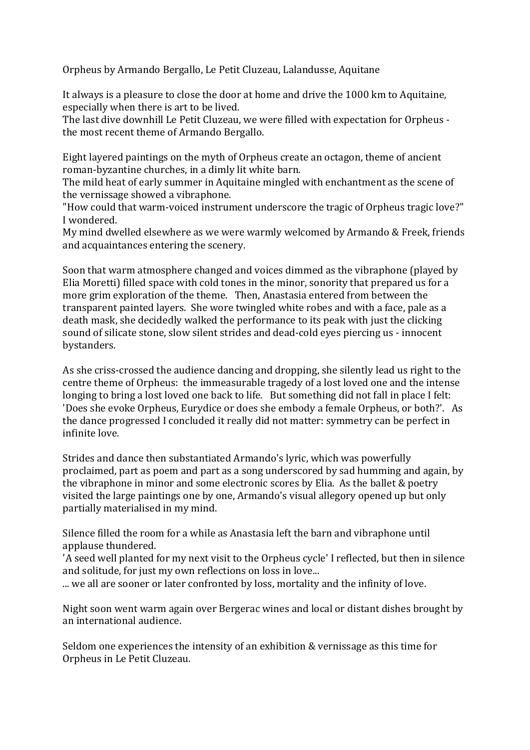Orpheus by Armando Bergallo, Le Petit Cluzeau, Lalandusse, Aquitane

It always is a pleasure to close the door at home and drive the 1000 km to Aquitaine, especially when there is art to be lived.
The last dive downhill Le Petit Cluzeau, we were filled with expectation for Orpheus - the most recent theme of Armando Bergallo.

Eight layered paintings on the myth of Orpheus create an octagon, theme of ancient roman-byzantine churches, in a dimly lit white barn.
The mild heat of early summer in Aquitaine mingled with enchantment as the scene of the vernissage showed a vibraphone.
"How could that warm-voiced instrument underscore the tragic of Orpheus tragic love?" I wondered.
My mind dwelled elsewhere as we were warmly welcomed by Armando & Freek, friends and acquaintances entering the scenery.

Soon that warm atmosphere changed and voices dimmed as the vibraphone (played by Elia Moretti) filled space with cold tones in the minor, sonority that prepared us for a more grim exploration of the theme.   Then, Anastasia entered from between the transparent painted layers.  She wore twingled white robes and with a face, pale as a death mask, she decidedly walked the performance to its peak with just the clicking sound of silicate stone, slow silent strides and dead-cold eyes piercing us - innocent bystanders.

As she criss-crossed the audience dancing and dropping, she silently lead us right to the centre theme of Orpheus:  the immeasurable tragedy of a lost loved one and the intense longing to bring a lost loved one back to life.   But something did not fall in place I felt: 'Does she evoke Orpheus, Eurydice or does she embody a female Orpheus, or both?'.   As the dance progressed I concluded it really did not matter: symmetry can be perfect in infinite love.

Strides and dance then substantiated Armando's lyric, which was powerfully proclaimed, part as poem and part as a song underscored by sad humming and again, by the vibraphone in minor and some electronic scores by Elia.  As the ballet & poetry visited the large paintings one by one, Armando's visual allegory opened up but only partially materialised in my mind.

Silence filled the room for a while as Anastasia left the barn and vibraphone until applause thundered.
'A seed well planted for my next visit to the Orpheus cycle' I reflected, but then in silence and solitude, for just my own reflections on loss in love...
... we all are sooner or later confronted by loss, mortality and the infinity of love.

Night soon went warm again over Bergerac wines and local or distant dishes brought by an international audience.

Seldom one experiences the intensity of an exhibition & vernissage as this time for Orpheus in Le Petit Cluzeau.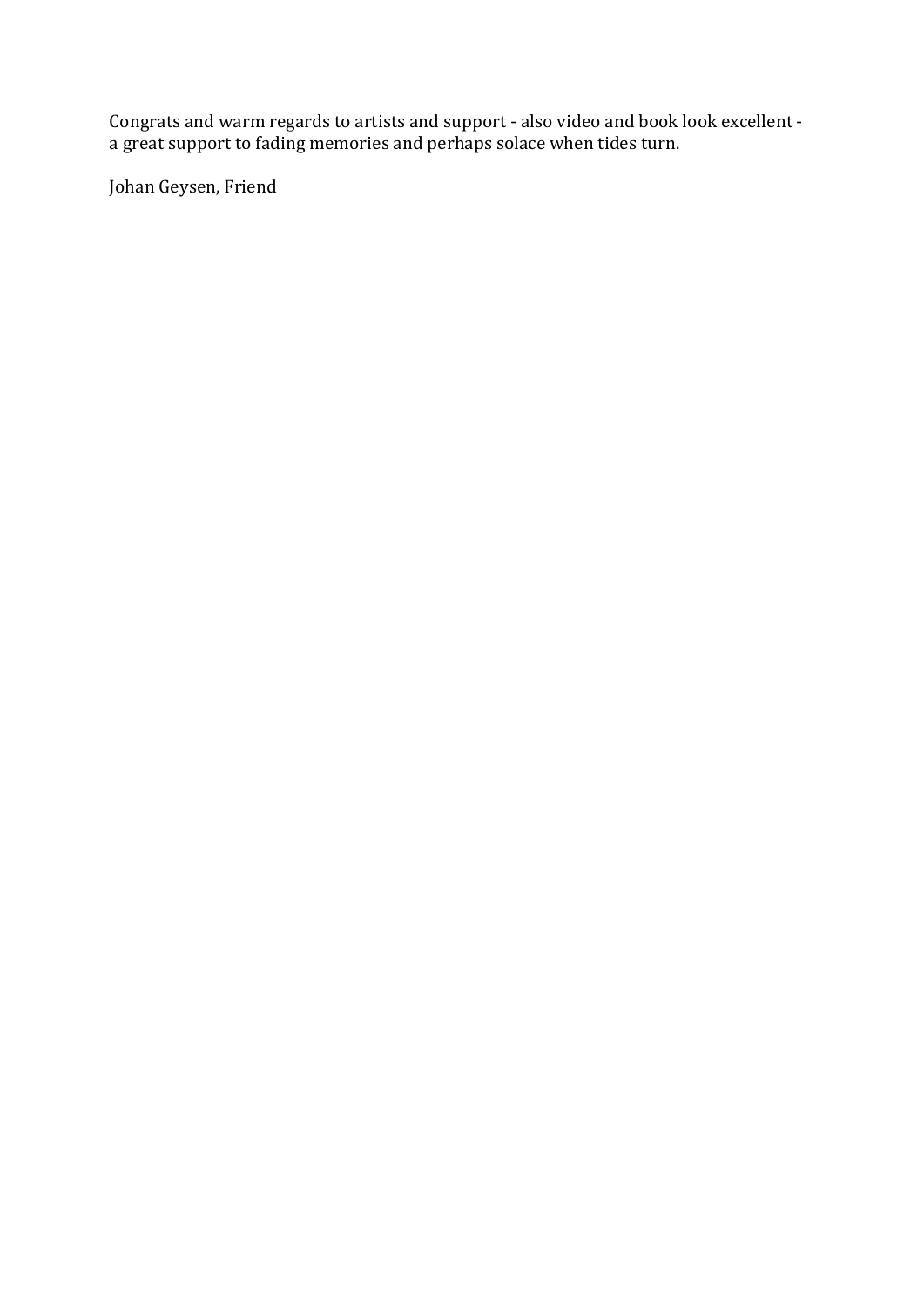Congrats and warm regards to artists and support - also video and book look excellent - a great support to fading memories and perhaps solace when tides turn.

Johan Geysen, Friend